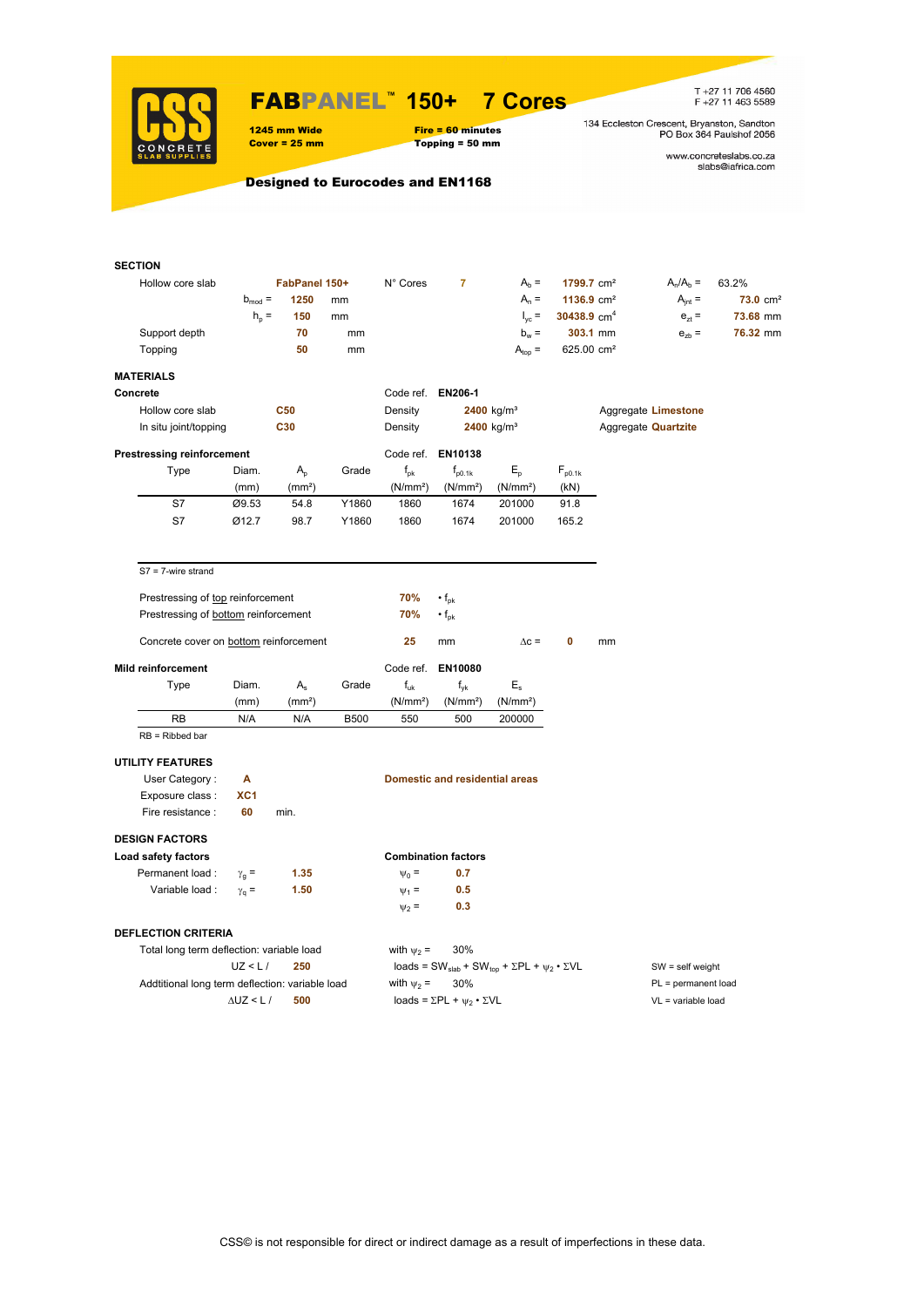# FABPANEL™ 150+ 7 Cores

**1245 mm Wide**
**Cover = 25 mm**

**Fire = 60 minutes**
**Topping = 50 mm**

T +27 11 706 4560
F +27 11 463 5589

134 Eccleston Crescent, Bryanston, Sandton
PO Box 364 Paulshof 2056

www.concreteslabs.co.za
slabs@iafrica.com

**Designed to Eurocodes and EN1168**

## SECTION

| | | | | | | | |
|---|---|---|---|---|---|---|---|
| Hollow core slab | FabPanel 150+ | | N° Cores | 7 | $A_b$ = 1799.7 cm² | $A_n/A_b$ = | 63.2% |
| | $b_{mod}$ = | 1250 mm | | | $A_n$ = 1136.9 cm² | $A_{jnt}$ = | 73.0 cm² |
| | $h_p$ = | 150 mm | | | $I_{yc}$ = 30438.9 cm⁴ | $e_{zt}$ = | 73.68 mm |
| Support depth | | 70 mm | | | $b_w$ = 303.1 mm | $e_{zb}$ = | 76.32 mm |
| Topping | | 50 mm | | | $A_{top}$ = 625.00 cm² | | |

## MATERIALS

### Concrete

Code ref. **EN206-1**

| | Grade | | Density | | Aggregate |
|---|---|---|---|---|---|
| Hollow core slab | C50 | Density | 2400 kg/m³ | Aggregate | Limestone |
| In situ joint/topping | C30 | Density | 2400 kg/m³ | Aggregate | Quartzite |

### Prestressing reinforcement

Code ref. **EN10138**

| Type | Diam. (mm) | $A_p$ (mm²) | Grade | $f_{pk}$ (N/mm²) | $f_{p0.1k}$ (N/mm²) | $E_p$ (N/mm²) | $F_{p0.1k}$ (kN) |
|---|---|---|---|---|---|---|---|
| S7 | Ø9.53 | 54.8 | Y1860 | 1860 | 1674 | 201000 | 91.8 |
| S7 | Ø12.7 | 98.7 | Y1860 | 1860 | 1674 | 201000 | 165.2 |

S7 = 7-wire strand

Prestressing of top reinforcement 70% • $f_{pk}$
Prestressing of bottom reinforcement 70% • $f_{pk}$

Concrete cover on bottom reinforcement 25 mm $\Delta c$ = 0 mm

### Mild reinforcement

Code ref. **EN10080**

| Type | Diam. (mm) | $A_s$ (mm²) | Grade | $f_{uk}$ (N/mm²) | $f_{yk}$ (N/mm²) | $E_s$ (N/mm²) |
|---|---|---|---|---|---|---|
| RB | N/A | N/A | B500 | 550 | 500 | 200000 |

RB = Ribbed bar

## UTILITY FEATURES

User Category : **A** — **Domestic and residential areas**
Exposure class : **XC1**
Fire resistance : **60** min.

## DESIGN FACTORS

| Load safety factors | | | Combination factors | |
|---|---|---|---|---|
| Permanent load : | $\gamma_g$ = | 1.35 | $\psi_0$ = | 0.7 |
| Variable load : | $\gamma_q$ = | 1.50 | $\psi_1$ = | 0.5 |
| | | | $\psi_2$ = | 0.3 |

## DEFLECTION CRITERIA

Total long term deflection: variable load — with $\psi_2$ = 30%
UZ < L / **250** — loads = $SW_{slab} + SW_{top} + \Sigma PL + \psi_2 \cdot \Sigma VL$

Addtitional long term deflection: variable load — with $\psi_2$ = 30%
$\Delta$UZ < L / **500** — loads = $\Sigma PL + \psi_2 \cdot \Sigma VL$

SW = self weight
PL = permanent load
VL = variable load

CSS© is not responsible for direct or indirect damage as a result of imperfections in these data.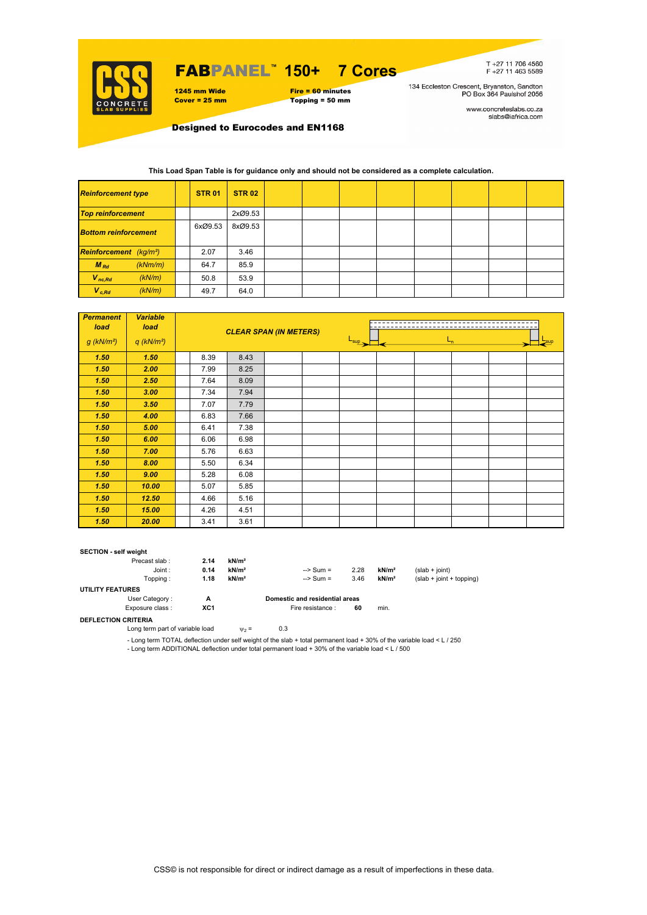# FABPANEL™ 150+ 7 Cores

**1245 mm Wide**
**Cover = 25 mm**

**Fire = 60 minutes**
**Topping = 50 mm**

T +27 11 706 4560
F +27 11 463 5589

134 Eccleston Crescent, Bryanston, Sandton
PO Box 364 Paulshof 2056

www.concreteslabs.co.za
slabs@iafrica.com

**Designed to Eurocodes and EN1168**

**This Load Span Table is for guidance only and should not be considered as a complete calculation.**

| *Reinforcement type* | | | STR 01 | STR 02 | | | | | | | | |
|---|---|---|---|---|---|---|---|---|---|---|---|---|
| *Top reinforcement* | | | | 2xØ9.53 | | | | | | | | |
| *Bottom reinforcement* | | | 6xØ9.53 | 8xØ9.53 | | | | | | | | |
| *Reinforcement* | *(kg/m²)* | | 2.07 | 3.46 | | | | | | | | |
| $M_{Rd}$ | *(kNm/m)* | | 64.7 | 85.9 | | | | | | | | |
| $V_{nc,Rd}$ | *(kN/m)* | | 50.8 | 53.9 | | | | | | | | |
| $V_{c,Rd}$ | *(kN/m)* | | 49.7 | 64.0 | | | | | | | | |

| *Permanent load* $g$ *(kN/m²)* | *Variable load* $q$ *(kN/m²)* | *CLEAR SPAN (IN METERS)* ($L_{sup}$, $L_n$, $L_{sup}$) | | | | | | | | | | |
|---|---|---|---|---|---|---|---|---|---|---|---|---|
| **1.50** | **1.50** | | 8.39 | 8.43 | | | | | | | | |
| **1.50** | **2.00** | | 7.99 | 8.25 | | | | | | | | |
| **1.50** | **2.50** | | 7.64 | 8.09 | | | | | | | | |
| **1.50** | **3.00** | | 7.34 | 7.94 | | | | | | | | |
| **1.50** | **3.50** | | 7.07 | 7.79 | | | | | | | | |
| **1.50** | **4.00** | | 6.83 | 7.66 | | | | | | | | |
| **1.50** | **5.00** | | 6.41 | 7.38 | | | | | | | | |
| **1.50** | **6.00** | | 6.06 | 6.98 | | | | | | | | |
| **1.50** | **7.00** | | 5.76 | 6.63 | | | | | | | | |
| **1.50** | **8.00** | | 5.50 | 6.34 | | | | | | | | |
| **1.50** | **9.00** | | 5.28 | 6.08 | | | | | | | | |
| **1.50** | **10.00** | | 5.07 | 5.85 | | | | | | | | |
| **1.50** | **12.50** | | 4.66 | 5.16 | | | | | | | | |
| **1.50** | **15.00** | | 4.26 | 4.51 | | | | | | | | |
| **1.50** | **20.00** | | 3.41 | 3.61 | | | | | | | | |

**SECTION - self weight**

| | | | | | | |
|---|---|---|---|---|---|---|
| Precast slab : | **2.14** | **kN/m²** | | | | |
| Joint : | **0.14** | **kN/m²** | --> Sum = | 2.28 | **kN/m²** | (slab + joint) |
| Topping : | **1.18** | **kN/m²** | --> Sum = | 3.46 | **kN/m²** | (slab + joint + topping) |

**UTILITY FEATURES**

User Category : **A** — **Domestic and residential areas**

Exposure class : **XC1** — Fire resistance : **60** min.

**DEFLECTION CRITERIA**

Long term part of variable load $\psi_2 =$ 0.3

- Long term TOTAL deflection under self weight of the slab + total permanent load + 30% of the variable load < L / 250
- Long term ADDITIONAL deflection under total permanent load + 30% of the variable load < L / 500

CSS© is not responsible for direct or indirect damage as a result of imperfections in these data.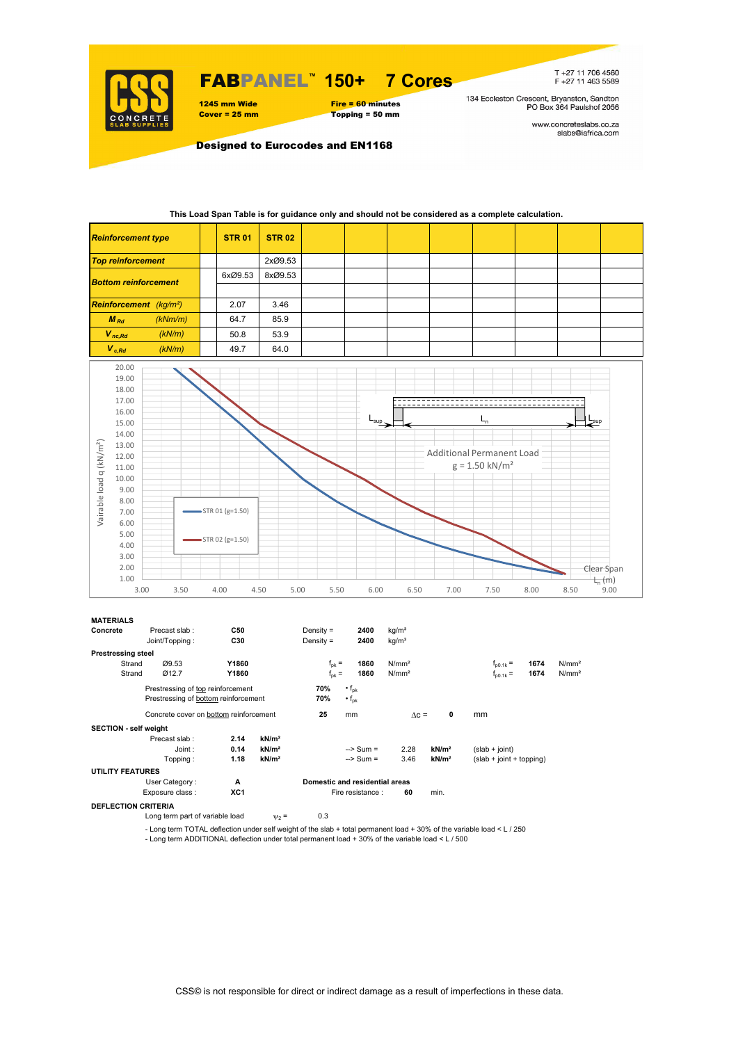# FABPANEL™ 150+ 7 Cores

**1245 mm Wide**
**Cover = 25 mm**

**Fire = 60 minutes**
**Topping = 50 mm**

T +27 11 706 4560
F +27 11 463 5589

134 Eccleston Crescent, Bryanston, Sandton
PO Box 364 Paulshof 2056

www.concreteslabs.co.za
slabs@iafrica.com

**Designed to Eurocodes and EN1168**

**This Load Span Table is for guidance only and should not be considered as a complete calculation.**

| | | | | | | | | | | |
|---|---|---|---|---|---|---|---|---|---|---|
| ***Reinforcement type*** | | **STR 01** | **STR 02** | | | | | | | |
| ***Top reinforcement*** | | | 2xØ9.53 | | | | | | | |
| ***Bottom reinforcement*** | | 6xØ9.53 | 8xØ9.53 | | | | | | | |
| | | | | | | | | | | |
| ***Reinforcement*** *(kg/m²)* | | 2.07 | 3.46 | | | | | | | |
| $M_{Rd}$ *(kNm/m)* | | 64.7 | 85.9 | | | | | | | |
| $V_{nc,Rd}$ *(kN/m)* | | 50.8 | 53.9 | | | | | | | |
| $V_{c,Rd}$ *(kN/m)* | | 49.7 | 64.0 | | | | | | | |

Vairable load q (kN/m²)
20.00 19.00 18.00 17.00 16.00 15.00 14.00 13.00 12.00 11.00 10.00 9.00 8.00 7.00 6.00 5.00 4.00 3.00 2.00 1.00
3.00 3.50 4.00 4.50 5.00 5.50 6.00 6.50 7.00 7.50 8.00 8.50 9.00
Clear Span $L_n$ (m)
STR 01 (g=1.50)
STR 02 (g=1.50)
$L_{sup}$ $L_n$ $L_{sup}$
Additional Permanent Load
g = 1.50 kN/m²

**MATERIALS**

**Concrete** Precast slab : **C50** Density = **2400** kg/m³
Joint/Topping : **C30** Density = **2400** kg/m³

**Prestressing steel**

Strand Ø9.53 **Y1860** $f_{pk}$ = **1860** N/mm² $f_{p0.1k}$ = **1674** N/mm²
Strand Ø12.7 **Y1860** $f_{pk}$ = **1860** N/mm² $f_{p0.1k}$ = **1674** N/mm²

Prestressing of top reinforcement **70%** $\cdot f_{pk}$
Prestressing of bottom reinforcement **70%** $\cdot f_{pk}$

Concrete cover on bottom reinforcement **25** mm $\Delta c$ = **0** mm

**SECTION - self weight**

Precast slab : **2.14** **kN/m²**
Joint : **0.14** **kN/m²** --> Sum = 2.28 **kN/m²** (slab + joint)
Topping : **1.18** **kN/m²** --> Sum = 3.46 **kN/m²** (slab + joint + topping)

**UTILITY FEATURES**

User Category : **A** **Domestic and residential areas**
Exposure class : **XC1** Fire resistance : **60** min.

**DEFLECTION CRITERIA**

Long term part of variable load $\psi_2$ = 0.3

- Long term TOTAL deflection under self weight of the slab + total permanent load + 30% of the variable load < L / 250
- Long term ADDITIONAL deflection under total permanent load + 30% of the variable load < L / 500

CSS© is not responsible for direct or indirect damage as a result of imperfections in these data.